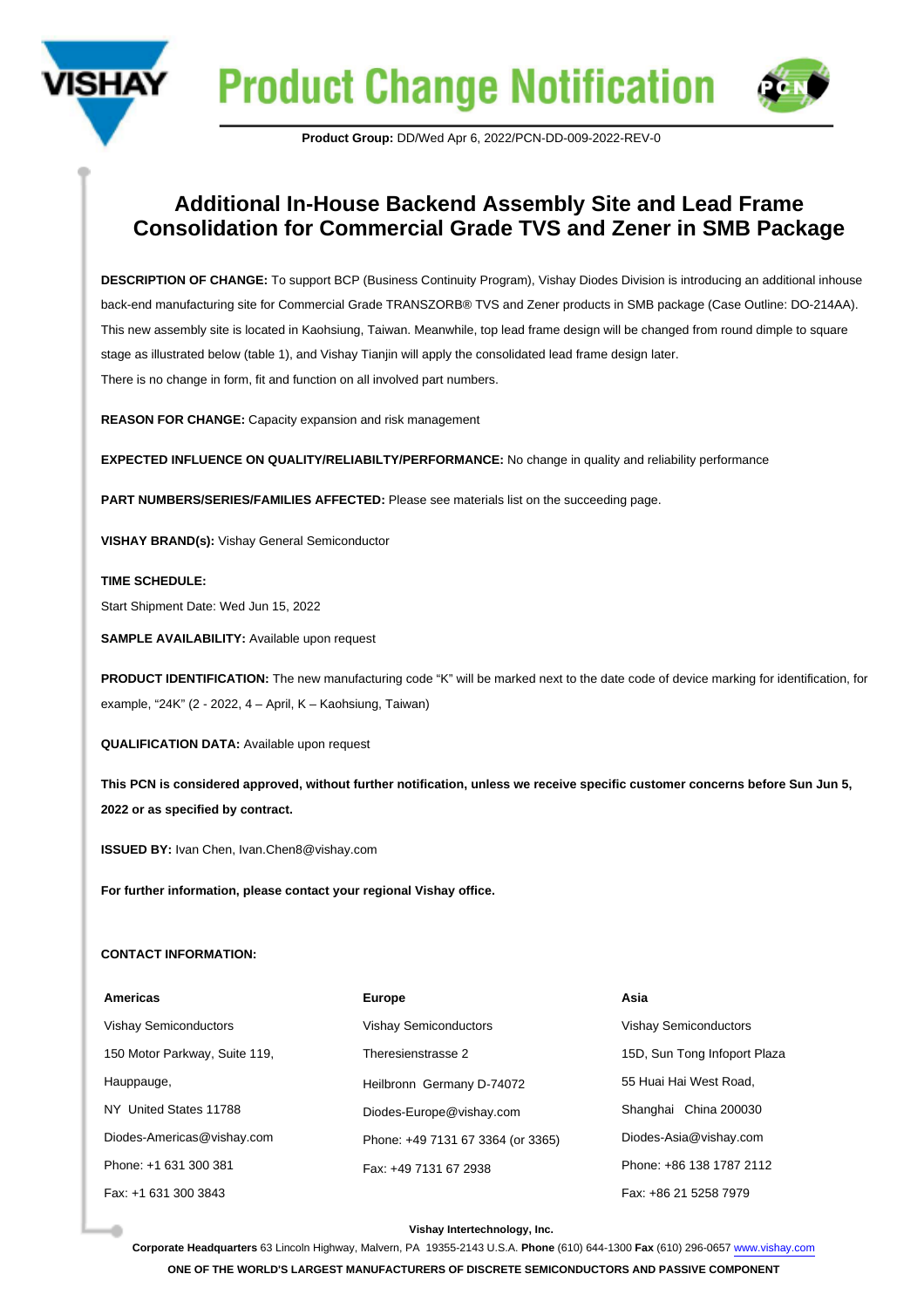# Product Change Notification

**Product Group:** DD/Wed Apr 6, 2022/PCN-DD-009-2022-REV-0

## Additional In-House Backend Assembly Site and Lead Frame Consolidation for Commercial Grade TVS and Zener in SMB Package

**DESCRIPTION OF CHANGE:** To support BCP (Business Continuity Program), Vishay Diodes Division is introducing an additional inhouse back-end manufacturing site for Commercial Grade TRANSZORB® TVS and Zener products in SMB package (Case Outline: DO-214AA). This new assembly site is located in Kaohsiung, Taiwan. Meanwhile, top lead frame design will be changed from round dimple to square stage as illustrated below (table 1), and Vishay Tianjin will apply the consolidated lead frame design later.
There is no change in form, fit and function on all involved part numbers.

**REASON FOR CHANGE:** Capacity expansion and risk management

**EXPECTED INFLUENCE ON QUALITY/RELIABILTY/PERFORMANCE:** No change in quality and reliability performance

**PART NUMBERS/SERIES/FAMILIES AFFECTED:** Please see materials list on the succeeding page.

**VISHAY BRAND(s):** Vishay General Semiconductor

**TIME SCHEDULE:**
Start Shipment Date: Wed Jun 15, 2022

**SAMPLE AVAILABILITY:** Available upon request

**PRODUCT IDENTIFICATION:** The new manufacturing code "K" will be marked next to the date code of device marking for identification, for example, "24K" (2 - 2022, 4 – April, K – Kaohsiung, Taiwan)

**QUALIFICATION DATA:** Available upon request

**This PCN is considered approved, without further notification, unless we receive specific customer concerns before Sun Jun 5, 2022 or as specified by contract.**

**ISSUED BY:** Ivan Chen, Ivan.Chen8@vishay.com

**For further information, please contact your regional Vishay office.**

**CONTACT INFORMATION:**

| **Americas** | **Europe** | **Asia** |
|---|---|---|
| Vishay Semiconductors | Vishay Semiconductors | Vishay Semiconductors |
| 150 Motor Parkway, Suite 119, | Theresienstrasse 2 | 15D, Sun Tong Infoport Plaza |
| Hauppauge, | Heilbronn Germany D-74072 | 55 Huai Hai West Road, |
| NY United States 11788 | Diodes-Europe@vishay.com | Shanghai China 200030 |
| Diodes-Americas@vishay.com | Phone: +49 7131 67 3364 (or 3365) | Diodes-Asia@vishay.com |
| Phone: +1 631 300 381 | Fax: +49 7131 67 2938 | Phone: +86 138 1787 2112 |
| Fax: +1 631 300 3843 | | Fax: +86 21 5258 7979 |

**Vishay Intertechnology, Inc.**
**Corporate Headquarters** 63 Lincoln Highway, Malvern, PA 19355-2143 U.S.A. **Phone** (610) 644-1300 **Fax** (610) 296-0657 www.vishay.com
**ONE OF THE WORLD'S LARGEST MANUFACTURERS OF DISCRETE SEMICONDUCTORS AND PASSIVE COMPONENT**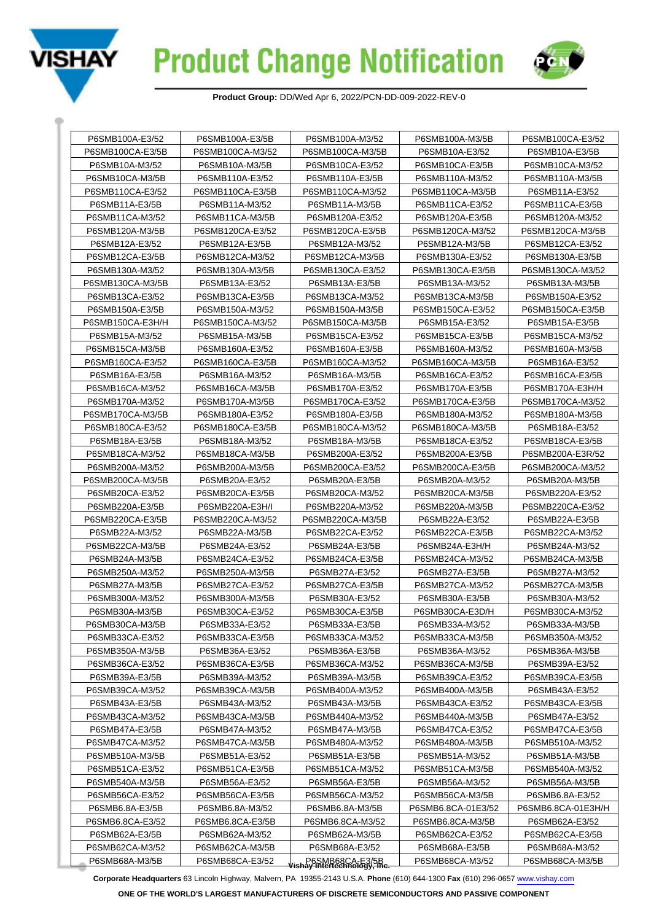# Product Change Notification

**Product Group:** DD/Wed Apr 6, 2022/PCN-DD-009-2022-REV-0

| | | | | |
|---|---|---|---|---|
| P6SMB100A-E3/52 | P6SMB100A-E3/5B | P6SMB100A-M3/52 | P6SMB100A-M3/5B | P6SMB100CA-E3/52 |
| P6SMB100CA-E3/5B | P6SMB100CA-M3/52 | P6SMB100CA-M3/5B | P6SMB10A-E3/52 | P6SMB10A-E3/5B |
| P6SMB10A-M3/52 | P6SMB10A-M3/5B | P6SMB10CA-E3/52 | P6SMB10CA-E3/5B | P6SMB10CA-M3/52 |
| P6SMB10CA-M3/5B | P6SMB110A-E3/52 | P6SMB110A-E3/5B | P6SMB110A-M3/52 | P6SMB110A-M3/5B |
| P6SMB110CA-E3/52 | P6SMB110CA-E3/5B | P6SMB110CA-M3/52 | P6SMB110CA-M3/5B | P6SMB11A-E3/52 |
| P6SMB11A-E3/5B | P6SMB11A-M3/52 | P6SMB11A-M3/5B | P6SMB11CA-E3/52 | P6SMB11CA-E3/5B |
| P6SMB11CA-M3/52 | P6SMB11CA-M3/5B | P6SMB120A-E3/52 | P6SMB120A-E3/5B | P6SMB120A-M3/52 |
| P6SMB120A-M3/5B | P6SMB120CA-E3/52 | P6SMB120CA-E3/5B | P6SMB120CA-M3/52 | P6SMB120CA-M3/5B |
| P6SMB12A-E3/52 | P6SMB12A-E3/5B | P6SMB12A-M3/52 | P6SMB12A-M3/5B | P6SMB12CA-E3/52 |
| P6SMB12CA-E3/5B | P6SMB12CA-M3/52 | P6SMB12CA-M3/5B | P6SMB130A-E3/52 | P6SMB130A-E3/5B |
| P6SMB130A-M3/52 | P6SMB130A-M3/5B | P6SMB130CA-E3/52 | P6SMB130CA-E3/5B | P6SMB130CA-M3/52 |
| P6SMB130CA-M3/5B | P6SMB13A-E3/52 | P6SMB13A-E3/5B | P6SMB13A-M3/52 | P6SMB13A-M3/5B |
| P6SMB13CA-E3/52 | P6SMB13CA-E3/5B | P6SMB13CA-M3/52 | P6SMB13CA-M3/5B | P6SMB150A-E3/52 |
| P6SMB150A-E3/5B | P6SMB150A-M3/52 | P6SMB150A-M3/5B | P6SMB150CA-E3/52 | P6SMB150CA-E3/5B |
| P6SMB150CA-E3H/H | P6SMB150CA-M3/52 | P6SMB150CA-M3/5B | P6SMB15A-E3/52 | P6SMB15A-E3/5B |
| P6SMB15A-M3/52 | P6SMB15A-M3/5B | P6SMB15CA-E3/52 | P6SMB15CA-E3/5B | P6SMB15CA-M3/52 |
| P6SMB15CA-M3/5B | P6SMB160A-E3/52 | P6SMB160A-E3/5B | P6SMB160A-M3/52 | P6SMB160A-M3/5B |
| P6SMB160CA-E3/52 | P6SMB160CA-E3/5B | P6SMB160CA-M3/52 | P6SMB160CA-M3/5B | P6SMB16A-E3/52 |
| P6SMB16A-E3/5B | P6SMB16A-M3/52 | P6SMB16A-M3/5B | P6SMB16CA-E3/52 | P6SMB16CA-E3/5B |
| P6SMB16CA-M3/52 | P6SMB16CA-M3/5B | P6SMB170A-E3/52 | P6SMB170A-E3/5B | P6SMB170A-E3H/H |
| P6SMB170A-M3/52 | P6SMB170A-M3/5B | P6SMB170CA-E3/52 | P6SMB170CA-E3/5B | P6SMB170CA-M3/52 |
| P6SMB170CA-M3/5B | P6SMB180A-E3/52 | P6SMB180A-E3/5B | P6SMB180A-M3/52 | P6SMB180A-M3/5B |
| P6SMB180CA-E3/52 | P6SMB180CA-E3/5B | P6SMB180CA-M3/52 | P6SMB180CA-M3/5B | P6SMB18A-E3/52 |
| P6SMB18A-E3/5B | P6SMB18A-M3/52 | P6SMB18A-M3/5B | P6SMB18CA-E3/52 | P6SMB18CA-E3/5B |
| P6SMB18CA-M3/52 | P6SMB18CA-M3/5B | P6SMB200A-E3/52 | P6SMB200A-E3/5B | P6SMB200A-E3R/52 |
| P6SMB200A-M3/52 | P6SMB200A-M3/5B | P6SMB200CA-E3/52 | P6SMB200CA-E3/5B | P6SMB200CA-M3/52 |
| P6SMB200CA-M3/5B | P6SMB20A-E3/52 | P6SMB20A-E3/5B | P6SMB20A-M3/52 | P6SMB20A-M3/5B |
| P6SMB20CA-E3/52 | P6SMB20CA-E3/5B | P6SMB20CA-M3/52 | P6SMB20CA-M3/5B | P6SMB220A-E3/52 |
| P6SMB220A-E3/5B | P6SMB220A-E3H/I | P6SMB220A-M3/52 | P6SMB220A-M3/5B | P6SMB220CA-E3/52 |
| P6SMB220CA-E3/5B | P6SMB220CA-M3/52 | P6SMB220CA-M3/5B | P6SMB22A-E3/52 | P6SMB22A-E3/5B |
| P6SMB22A-M3/52 | P6SMB22A-M3/5B | P6SMB22CA-E3/52 | P6SMB22CA-E3/5B | P6SMB22CA-M3/52 |
| P6SMB22CA-M3/5B | P6SMB24A-E3/52 | P6SMB24A-E3/5B | P6SMB24A-E3H/H | P6SMB24A-M3/52 |
| P6SMB24A-M3/5B | P6SMB24CA-E3/52 | P6SMB24CA-E3/5B | P6SMB24CA-M3/52 | P6SMB24CA-M3/5B |
| P6SMB250A-M3/52 | P6SMB250A-M3/5B | P6SMB27A-E3/52 | P6SMB27A-E3/5B | P6SMB27A-M3/52 |
| P6SMB27A-M3/5B | P6SMB27CA-E3/52 | P6SMB27CA-E3/5B | P6SMB27CA-M3/52 | P6SMB27CA-M3/5B |
| P6SMB300A-M3/52 | P6SMB300A-M3/5B | P6SMB30A-E3/52 | P6SMB30A-E3/5B | P6SMB30A-M3/52 |
| P6SMB30A-M3/5B | P6SMB30CA-E3/52 | P6SMB30CA-E3/5B | P6SMB30CA-E3D/H | P6SMB30CA-M3/52 |
| P6SMB30CA-M3/5B | P6SMB33A-E3/52 | P6SMB33A-E3/5B | P6SMB33A-M3/52 | P6SMB33A-M3/5B |
| P6SMB33CA-E3/52 | P6SMB33CA-E3/5B | P6SMB33CA-M3/52 | P6SMB33CA-M3/5B | P6SMB350A-M3/52 |
| P6SMB350A-M3/5B | P6SMB36A-E3/52 | P6SMB36A-E3/5B | P6SMB36A-M3/52 | P6SMB36A-M3/5B |
| P6SMB36CA-E3/52 | P6SMB36CA-E3/5B | P6SMB36CA-M3/52 | P6SMB36CA-M3/5B | P6SMB39A-E3/52 |
| P6SMB39A-E3/5B | P6SMB39A-M3/52 | P6SMB39A-M3/5B | P6SMB39CA-E3/52 | P6SMB39CA-E3/5B |
| P6SMB39CA-M3/52 | P6SMB39CA-M3/5B | P6SMB400A-M3/52 | P6SMB400A-M3/5B | P6SMB43A-E3/52 |
| P6SMB43A-E3/5B | P6SMB43A-M3/52 | P6SMB43A-M3/5B | P6SMB43CA-E3/52 | P6SMB43CA-E3/5B |
| P6SMB43CA-M3/52 | P6SMB43CA-M3/5B | P6SMB440A-M3/52 | P6SMB440A-M3/5B | P6SMB47A-E3/52 |
| P6SMB47A-E3/5B | P6SMB47A-M3/52 | P6SMB47A-M3/5B | P6SMB47CA-E3/52 | P6SMB47CA-E3/5B |
| P6SMB47CA-M3/52 | P6SMB47CA-M3/5B | P6SMB480A-M3/52 | P6SMB480A-M3/5B | P6SMB510A-M3/52 |
| P6SMB510A-M3/5B | P6SMB51A-E3/52 | P6SMB51A-E3/5B | P6SMB51A-M3/52 | P6SMB51A-M3/5B |
| P6SMB51CA-E3/52 | P6SMB51CA-E3/5B | P6SMB51CA-M3/52 | P6SMB51CA-M3/5B | P6SMB540A-M3/52 |
| P6SMB540A-M3/5B | P6SMB56A-E3/52 | P6SMB56A-E3/5B | P6SMB56A-M3/52 | P6SMB56A-M3/5B |
| P6SMB56CA-E3/52 | P6SMB56CA-E3/5B | P6SMB56CA-M3/52 | P6SMB56CA-M3/5B | P6SMB6.8A-E3/52 |
| P6SMB6.8A-E3/5B | P6SMB6.8A-M3/52 | P6SMB6.8A-M3/5B | P6SMB6.8CA-01E3/52 | P6SMB6.8CA-01E3H/H |
| P6SMB6.8CA-E3/52 | P6SMB6.8CA-E3/5B | P6SMB6.8CA-M3/52 | P6SMB6.8CA-M3/5B | P6SMB62A-E3/52 |
| P6SMB62A-E3/5B | P6SMB62A-M3/52 | P6SMB62A-M3/5B | P6SMB62CA-E3/52 | P6SMB62CA-E3/5B |
| P6SMB62CA-M3/52 | P6SMB62CA-M3/5B | P6SMB68A-E3/52 | P6SMB68A-E3/5B | P6SMB68A-M3/52 |
| P6SMB68A-M3/5B | P6SMB68CA-E3/52 | P6SMB68CA-E3/5B | P6SMB68CA-M3/52 | P6SMB68CA-M3/5B |

Vishay Intertechnology, Inc.

**Corporate Headquarters** 63 Lincoln Highway, Malvern, PA 19355-2143 U.S.A. **Phone** (610) 644-1300 **Fax** (610) 296-0657 www.vishay.com

**ONE OF THE WORLD'S LARGEST MANUFACTURERS OF DISCRETE SEMICONDUCTORS AND PASSIVE COMPONENT**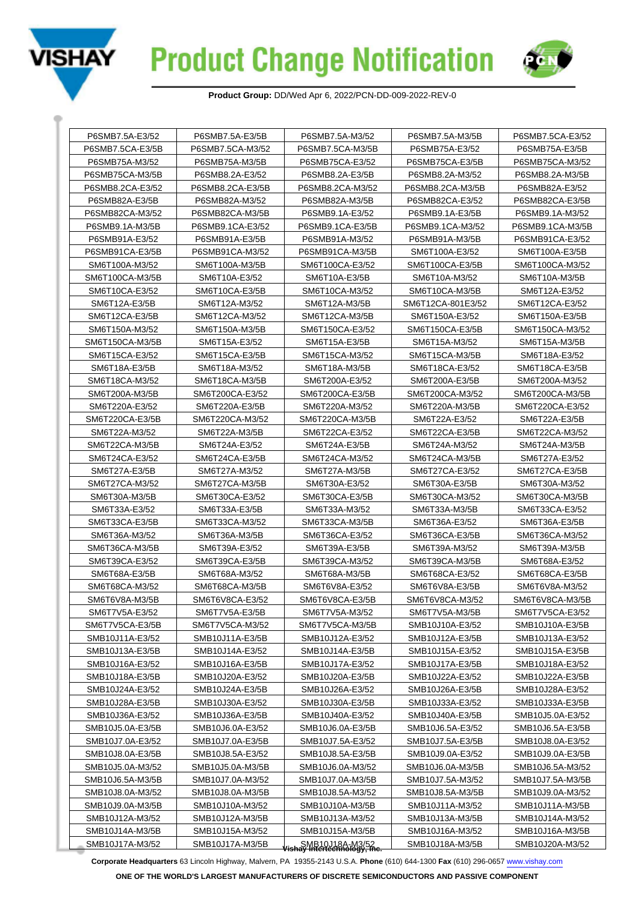| P6SMB7.5A-E3/52 | P6SMB7.5A-E3/5B | P6SMB7.5A-M3/52 | P6SMB7.5A-M3/5B | P6SMB7.5CA-E3/52 |
|---|---|---|---|---|
| P6SMB7.5CA-E3/5B | P6SMB7.5CA-M3/52 | P6SMB7.5CA-M3/5B | P6SMB75A-E3/52 | P6SMB75A-E3/5B |
| P6SMB75A-M3/52 | P6SMB75A-M3/5B | P6SMB75CA-E3/52 | P6SMB75CA-E3/5B | P6SMB75CA-M3/52 |
| P6SMB75CA-M3/5B | P6SMB8.2A-E3/52 | P6SMB8.2A-E3/5B | P6SMB8.2A-M3/52 | P6SMB8.2A-M3/5B |
| P6SMB8.2CA-E3/52 | P6SMB8.2CA-E3/5B | P6SMB8.2CA-M3/52 | P6SMB8.2CA-M3/5B | P6SMB82A-E3/52 |
| P6SMB82A-E3/5B | P6SMB82A-M3/52 | P6SMB82A-M3/5B | P6SMB82CA-E3/52 | P6SMB82CA-E3/5B |
| P6SMB82CA-M3/52 | P6SMB82CA-M3/5B | P6SMB9.1A-E3/52 | P6SMB9.1A-E3/5B | P6SMB9.1A-M3/52 |
| P6SMB9.1A-M3/5B | P6SMB9.1CA-E3/52 | P6SMB9.1CA-E3/5B | P6SMB9.1CA-M3/52 | P6SMB9.1CA-M3/5B |
| P6SMB91A-E3/52 | P6SMB91A-E3/5B | P6SMB91A-M3/52 | P6SMB91A-M3/5B | P6SMB91CA-E3/52 |
| P6SMB91CA-E3/5B | P6SMB91CA-M3/52 | P6SMB91CA-M3/5B | SM6T100A-E3/52 | SM6T100A-E3/5B |
| SM6T100A-M3/52 | SM6T100A-M3/5B | SM6T100CA-E3/52 | SM6T100CA-E3/5B | SM6T100CA-M3/52 |
| SM6T100CA-M3/5B | SM6T10A-E3/52 | SM6T10A-E3/5B | SM6T10A-M3/52 | SM6T10A-M3/5B |
| SM6T10CA-E3/52 | SM6T10CA-E3/5B | SM6T10CA-M3/52 | SM6T10CA-M3/5B | SM6T12A-E3/52 |
| SM6T12A-E3/5B | SM6T12A-M3/52 | SM6T12A-M3/5B | SM6T12CA-801E3/52 | SM6T12CA-E3/52 |
| SM6T12CA-E3/5B | SM6T12CA-M3/52 | SM6T12CA-M3/5B | SM6T150A-E3/52 | SM6T150A-E3/5B |
| SM6T150A-M3/52 | SM6T150A-M3/5B | SM6T150CA-E3/52 | SM6T150CA-E3/5B | SM6T150CA-M3/52 |
| SM6T150CA-M3/5B | SM6T15A-E3/52 | SM6T15A-E3/5B | SM6T15A-M3/52 | SM6T15A-M3/5B |
| SM6T15CA-E3/52 | SM6T15CA-E3/5B | SM6T15CA-M3/52 | SM6T15CA-M3/5B | SM6T18A-E3/52 |
| SM6T18A-E3/5B | SM6T18A-M3/52 | SM6T18A-M3/5B | SM6T18CA-E3/52 | SM6T18CA-E3/5B |
| SM6T18CA-M3/52 | SM6T18CA-M3/5B | SM6T200A-E3/52 | SM6T200A-E3/5B | SM6T200A-M3/52 |
| SM6T200A-M3/5B | SM6T200CA-E3/52 | SM6T200CA-E3/5B | SM6T200CA-M3/52 | SM6T200CA-M3/5B |
| SM6T220A-E3/52 | SM6T220A-E3/5B | SM6T220A-M3/52 | SM6T220A-M3/5B | SM6T220CA-E3/52 |
| SM6T220CA-E3/5B | SM6T220CA-M3/52 | SM6T220CA-M3/5B | SM6T22A-E3/52 | SM6T22A-E3/5B |
| SM6T22A-M3/52 | SM6T22A-M3/5B | SM6T22CA-E3/52 | SM6T22CA-E3/5B | SM6T22CA-M3/52 |
| SM6T22CA-M3/5B | SM6T24A-E3/52 | SM6T24A-E3/5B | SM6T24A-M3/52 | SM6T24A-M3/5B |
| SM6T24CA-E3/52 | SM6T24CA-E3/5B | SM6T24CA-M3/52 | SM6T24CA-M3/5B | SM6T27A-E3/52 |
| SM6T27A-E3/5B | SM6T27A-M3/52 | SM6T27A-M3/5B | SM6T27CA-E3/52 | SM6T27CA-E3/5B |
| SM6T27CA-M3/52 | SM6T27CA-M3/5B | SM6T30A-E3/52 | SM6T30A-E3/5B | SM6T30A-M3/52 |
| SM6T30A-M3/5B | SM6T30CA-E3/52 | SM6T30CA-E3/5B | SM6T30CA-M3/52 | SM6T30CA-M3/5B |
| SM6T33A-E3/52 | SM6T33A-E3/5B | SM6T33A-M3/52 | SM6T33A-M3/5B | SM6T33CA-E3/52 |
| SM6T33CA-E3/5B | SM6T33CA-M3/52 | SM6T33CA-M3/5B | SM6T36A-E3/52 | SM6T36A-E3/5B |
| SM6T36A-M3/52 | SM6T36A-M3/5B | SM6T36CA-E3/52 | SM6T36CA-E3/5B | SM6T36CA-M3/52 |
| SM6T36CA-M3/5B | SM6T39A-E3/52 | SM6T39A-E3/5B | SM6T39A-M3/52 | SM6T39A-M3/5B |
| SM6T39CA-E3/52 | SM6T39CA-E3/5B | SM6T39CA-M3/52 | SM6T39CA-M3/5B | SM6T68A-E3/52 |
| SM6T68A-E3/5B | SM6T68A-M3/52 | SM6T68A-M3/5B | SM6T68CA-E3/52 | SM6T68CA-E3/5B |
| SM6T68CA-M3/52 | SM6T68CA-M3/5B | SM6T6V8A-E3/52 | SM6T6V8A-E3/5B | SM6T6V8A-M3/52 |
| SM6T6V8A-M3/5B | SM6T6V8CA-E3/52 | SM6T6V8CA-E3/5B | SM6T6V8CA-M3/52 | SM6T6V8CA-M3/5B |
| SM6T7V5A-E3/52 | SM6T7V5A-E3/5B | SM6T7V5A-M3/52 | SM6T7V5A-M3/5B | SM6T7V5CA-E3/52 |
| SM6T7V5CA-E3/5B | SM6T7V5CA-M3/52 | SM6T7V5CA-M3/5B | SMB10J10A-E3/52 | SMB10J10A-E3/5B |
| SMB10J11A-E3/52 | SMB10J11A-E3/5B | SMB10J12A-E3/52 | SMB10J12A-E3/5B | SMB10J13A-E3/52 |
| SMB10J13A-E3/5B | SMB10J14A-E3/52 | SMB10J14A-E3/5B | SMB10J15A-E3/52 | SMB10J15A-E3/5B |
| SMB10J16A-E3/52 | SMB10J16A-E3/5B | SMB10J17A-E3/52 | SMB10J17A-E3/5B | SMB10J18A-E3/52 |
| SMB10J18A-E3/5B | SMB10J20A-E3/52 | SMB10J20A-E3/5B | SMB10J22A-E3/52 | SMB10J22A-E3/5B |
| SMB10J24A-E3/52 | SMB10J24A-E3/5B | SMB10J26A-E3/52 | SMB10J26A-E3/5B | SMB10J28A-E3/52 |
| SMB10J28A-E3/5B | SMB10J30A-E3/52 | SMB10J30A-E3/5B | SMB10J33A-E3/52 | SMB10J33A-E3/5B |
| SMB10J36A-E3/52 | SMB10J36A-E3/5B | SMB10J40A-E3/52 | SMB10J40A-E3/5B | SMB10J5.0A-E3/52 |
| SMB10J5.0A-E3/5B | SMB10J6.0A-E3/52 | SMB10J6.0A-E3/5B | SMB10J6.5A-E3/52 | SMB10J6.5A-E3/5B |
| SMB10J7.0A-E3/52 | SMB10J7.0A-E3/5B | SMB10J7.5A-E3/52 | SMB10J7.5A-E3/5B | SMB10J8.0A-E3/52 |
| SMB10J8.0A-E3/5B | SMB10J8.5A-E3/52 | SMB10J8.5A-E3/5B | SMB10J9.0A-E3/52 | SMB10J9.0A-E3/5B |
| SMB10J5.0A-M3/52 | SMB10J5.0A-M3/5B | SMB10J6.0A-M3/52 | SMB10J6.0A-M3/5B | SMB10J6.5A-M3/52 |
| SMB10J6.5A-M3/5B | SMB10J7.0A-M3/52 | SMB10J7.0A-M3/5B | SMB10J7.5A-M3/52 | SMB10J7.5A-M3/5B |
| SMB10J8.0A-M3/52 | SMB10J8.0A-M3/5B | SMB10J8.5A-M3/52 | SMB10J8.5A-M3/5B | SMB10J9.0A-M3/52 |
| SMB10J9.0A-M3/5B | SMB10J10A-M3/52 | SMB10J10A-M3/5B | SMB10J11A-M3/52 | SMB10J11A-M3/5B |
| SMB10J12A-M3/52 | SMB10J12A-M3/5B | SMB10J13A-M3/52 | SMB10J13A-M3/5B | SMB10J14A-M3/52 |
| SMB10J14A-M3/5B | SMB10J15A-M3/52 | SMB10J15A-M3/5B | SMB10J16A-M3/52 | SMB10J16A-M3/5B |
| SMB10J17A-M3/52 | SMB10J17A-M3/5B | SMB10J18A-M3/52 | SMB10J18A-M3/5B | SMB10J20A-M3/52 |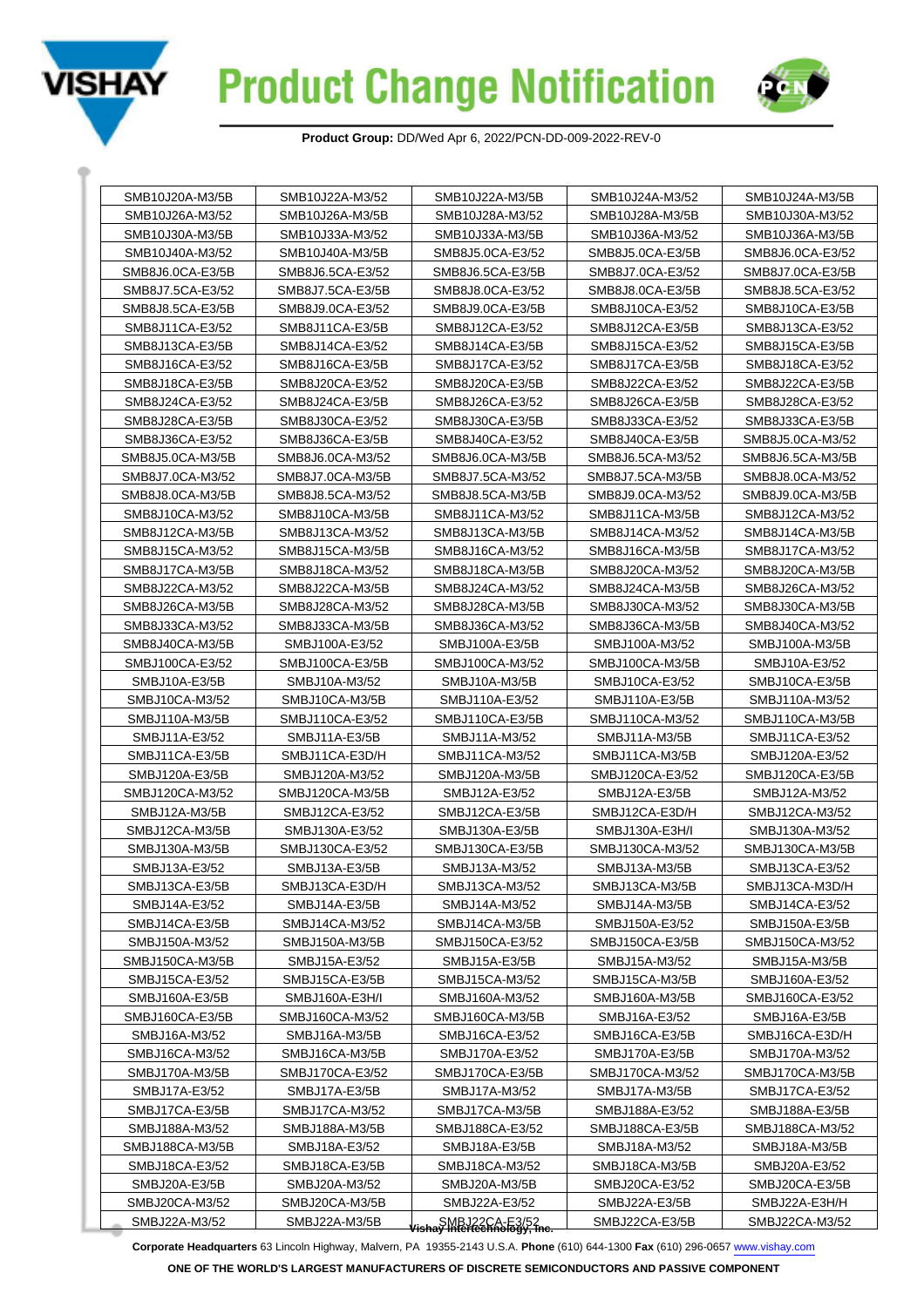| SMB10J20A-M3/5B | SMB10J22A-M3/52 | SMB10J22A-M3/5B | SMB10J24A-M3/52 | SMB10J24A-M3/5B |
|---|---|---|---|---|
| SMB10J26A-M3/52 | SMB10J26A-M3/5B | SMB10J28A-M3/52 | SMB10J28A-M3/5B | SMB10J30A-M3/52 |
| SMB10J30A-M3/5B | SMB10J33A-M3/52 | SMB10J33A-M3/5B | SMB10J36A-M3/52 | SMB10J36A-M3/5B |
| SMB10J40A-M3/52 | SMB10J40A-M3/5B | SMB8J5.0CA-E3/52 | SMB8J5.0CA-E3/5B | SMB8J6.0CA-E3/52 |
| SMB8J6.0CA-E3/5B | SMB8J6.5CA-E3/52 | SMB8J6.5CA-E3/5B | SMB8J7.0CA-E3/52 | SMB8J7.0CA-E3/5B |
| SMB8J7.5CA-E3/52 | SMB8J7.5CA-E3/5B | SMB8J8.0CA-E3/52 | SMB8J8.0CA-E3/5B | SMB8J8.5CA-E3/52 |
| SMB8J8.5CA-E3/5B | SMB8J9.0CA-E3/52 | SMB8J9.0CA-E3/5B | SMB8J10CA-E3/52 | SMB8J10CA-E3/5B |
| SMB8J11CA-E3/52 | SMB8J11CA-E3/5B | SMB8J12CA-E3/52 | SMB8J12CA-E3/5B | SMB8J13CA-E3/52 |
| SMB8J13CA-E3/5B | SMB8J14CA-E3/52 | SMB8J14CA-E3/5B | SMB8J15CA-E3/52 | SMB8J15CA-E3/5B |
| SMB8J16CA-E3/52 | SMB8J16CA-E3/5B | SMB8J17CA-E3/52 | SMB8J17CA-E3/5B | SMB8J18CA-E3/52 |
| SMB8J18CA-E3/5B | SMB8J20CA-E3/52 | SMB8J20CA-E3/5B | SMB8J22CA-E3/52 | SMB8J22CA-E3/5B |
| SMB8J24CA-E3/52 | SMB8J24CA-E3/5B | SMB8J26CA-E3/52 | SMB8J26CA-E3/5B | SMB8J28CA-E3/52 |
| SMB8J28CA-E3/5B | SMB8J30CA-E3/52 | SMB8J30CA-E3/5B | SMB8J33CA-E3/52 | SMB8J33CA-E3/5B |
| SMB8J36CA-E3/52 | SMB8J36CA-E3/5B | SMB8J40CA-E3/52 | SMB8J40CA-E3/5B | SMB8J5.0CA-M3/52 |
| SMB8J5.0CA-M3/5B | SMB8J6.0CA-M3/52 | SMB8J6.0CA-M3/5B | SMB8J6.5CA-M3/52 | SMB8J6.5CA-M3/5B |
| SMB8J7.0CA-M3/52 | SMB8J7.0CA-M3/5B | SMB8J7.5CA-M3/52 | SMB8J7.5CA-M3/5B | SMB8J8.0CA-M3/52 |
| SMB8J8.0CA-M3/5B | SMB8J8.5CA-M3/52 | SMB8J8.5CA-M3/5B | SMB8J9.0CA-M3/52 | SMB8J9.0CA-M3/5B |
| SMB8J10CA-M3/52 | SMB8J10CA-M3/5B | SMB8J11CA-M3/52 | SMB8J11CA-M3/5B | SMB8J12CA-M3/52 |
| SMB8J12CA-M3/5B | SMB8J13CA-M3/52 | SMB8J13CA-M3/5B | SMB8J14CA-M3/52 | SMB8J14CA-M3/5B |
| SMB8J15CA-M3/52 | SMB8J15CA-M3/5B | SMB8J16CA-M3/52 | SMB8J16CA-M3/5B | SMB8J17CA-M3/52 |
| SMB8J17CA-M3/5B | SMB8J18CA-M3/52 | SMB8J18CA-M3/5B | SMB8J20CA-M3/52 | SMB8J20CA-M3/5B |
| SMB8J22CA-M3/52 | SMB8J22CA-M3/5B | SMB8J24CA-M3/52 | SMB8J24CA-M3/5B | SMB8J26CA-M3/52 |
| SMB8J26CA-M3/5B | SMB8J28CA-M3/52 | SMB8J28CA-M3/5B | SMB8J30CA-M3/52 | SMB8J30CA-M3/5B |
| SMB8J33CA-M3/52 | SMB8J33CA-M3/5B | SMB8J36CA-M3/52 | SMB8J36CA-M3/5B | SMB8J40CA-M3/52 |
| SMB8J40CA-M3/5B | SMBJ100A-E3/52 | SMBJ100A-E3/5B | SMBJ100A-M3/52 | SMBJ100A-M3/5B |
| SMBJ100CA-E3/52 | SMBJ100CA-E3/5B | SMBJ100CA-M3/52 | SMBJ100CA-M3/5B | SMBJ10A-E3/52 |
| SMBJ10A-E3/5B | SMBJ10A-M3/52 | SMBJ10A-M3/5B | SMBJ10CA-E3/52 | SMBJ10CA-E3/5B |
| SMBJ10CA-M3/52 | SMBJ10CA-M3/5B | SMBJ110A-E3/52 | SMBJ110A-E3/5B | SMBJ110A-M3/52 |
| SMBJ110A-M3/5B | SMBJ110CA-E3/52 | SMBJ110CA-E3/5B | SMBJ110CA-M3/52 | SMBJ110CA-M3/5B |
| SMBJ11A-E3/52 | SMBJ11A-E3/5B | SMBJ11A-M3/52 | SMBJ11A-M3/5B | SMBJ11CA-E3/52 |
| SMBJ11CA-E3/5B | SMBJ11CA-E3D/H | SMBJ11CA-M3/52 | SMBJ11CA-M3/5B | SMBJ120A-E3/52 |
| SMBJ120A-E3/5B | SMBJ120A-M3/52 | SMBJ120A-M3/5B | SMBJ120CA-E3/52 | SMBJ120CA-E3/5B |
| SMBJ120CA-M3/52 | SMBJ120CA-M3/5B | SMBJ12A-E3/52 | SMBJ12A-E3/5B | SMBJ12A-M3/52 |
| SMBJ12A-M3/5B | SMBJ12CA-E3/52 | SMBJ12CA-E3/5B | SMBJ12CA-E3D/H | SMBJ12CA-M3/52 |
| SMBJ12CA-M3/5B | SMBJ130A-E3/52 | SMBJ130A-E3/5B | SMBJ130A-E3H/I | SMBJ130A-M3/52 |
| SMBJ130A-M3/5B | SMBJ130CA-E3/52 | SMBJ130CA-E3/5B | SMBJ130CA-M3/52 | SMBJ130CA-M3/5B |
| SMBJ13A-E3/52 | SMBJ13A-E3/5B | SMBJ13A-M3/52 | SMBJ13A-M3/5B | SMBJ13CA-E3/52 |
| SMBJ13CA-E3/5B | SMBJ13CA-E3D/H | SMBJ13CA-M3/52 | SMBJ13CA-M3/5B | SMBJ13CA-M3D/H |
| SMBJ14A-E3/52 | SMBJ14A-E3/5B | SMBJ14A-M3/52 | SMBJ14A-M3/5B | SMBJ14CA-E3/52 |
| SMBJ14CA-E3/5B | SMBJ14CA-M3/52 | SMBJ14CA-M3/5B | SMBJ150A-E3/52 | SMBJ150A-E3/5B |
| SMBJ150A-M3/52 | SMBJ150A-M3/5B | SMBJ150CA-E3/52 | SMBJ150CA-E3/5B | SMBJ150CA-M3/52 |
| SMBJ150CA-M3/5B | SMBJ15A-E3/52 | SMBJ15A-E3/5B | SMBJ15A-M3/52 | SMBJ15A-M3/5B |
| SMBJ15CA-E3/52 | SMBJ15CA-E3/5B | SMBJ15CA-M3/52 | SMBJ15CA-M3/5B | SMBJ160A-E3/52 |
| SMBJ160A-E3/5B | SMBJ160A-E3H/I | SMBJ160A-M3/52 | SMBJ160A-M3/5B | SMBJ160CA-E3/52 |
| SMBJ160CA-E3/5B | SMBJ160CA-M3/52 | SMBJ160CA-M3/5B | SMBJ16A-E3/52 | SMBJ16A-E3/5B |
| SMBJ16A-M3/52 | SMBJ16A-M3/5B | SMBJ16CA-E3/52 | SMBJ16CA-E3/5B | SMBJ16CA-E3D/H |
| SMBJ16CA-M3/52 | SMBJ16CA-M3/5B | SMBJ170A-E3/52 | SMBJ170A-E3/5B | SMBJ170A-M3/52 |
| SMBJ170A-M3/5B | SMBJ170CA-E3/52 | SMBJ170CA-E3/5B | SMBJ170CA-M3/52 | SMBJ170CA-M3/5B |
| SMBJ17A-E3/52 | SMBJ17A-E3/5B | SMBJ17A-M3/52 | SMBJ17A-M3/5B | SMBJ17CA-E3/52 |
| SMBJ17CA-E3/5B | SMBJ17CA-M3/52 | SMBJ17CA-M3/5B | SMBJ188A-E3/52 | SMBJ188A-E3/5B |
| SMBJ188A-M3/52 | SMBJ188A-M3/5B | SMBJ188CA-E3/52 | SMBJ188CA-E3/5B | SMBJ188CA-M3/52 |
| SMBJ188CA-M3/5B | SMBJ18A-E3/52 | SMBJ18A-E3/5B | SMBJ18A-M3/52 | SMBJ18A-M3/5B |
| SMBJ18CA-E3/52 | SMBJ18CA-E3/5B | SMBJ18CA-M3/52 | SMBJ18CA-M3/5B | SMBJ20A-E3/52 |
| SMBJ20A-E3/5B | SMBJ20A-M3/52 | SMBJ20A-M3/5B | SMBJ20CA-E3/52 | SMBJ20CA-E3/5B |
| SMBJ20CA-M3/52 | SMBJ20CA-M3/5B | SMBJ22A-E3/52 | SMBJ22A-E3/5B | SMBJ22A-E3H/H |
| SMBJ22A-M3/52 | SMBJ22A-M3/5B | SMBJ22CA-E3/52 | SMBJ22CA-E3/5B | SMBJ22CA-M3/52 |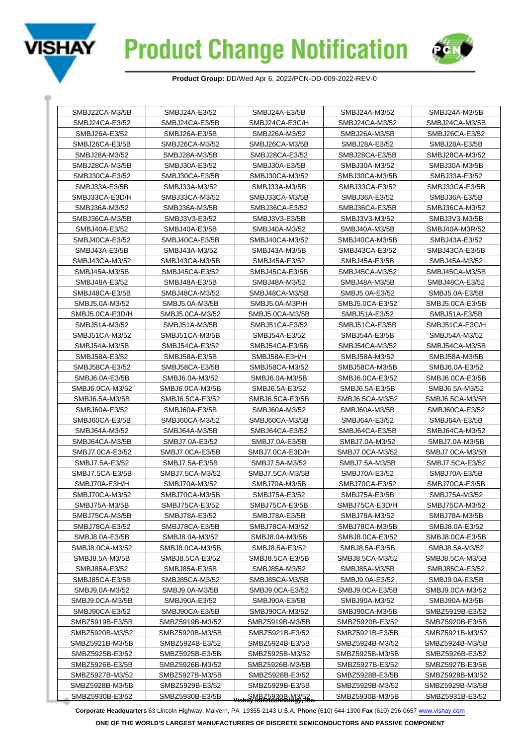# Product Change Notification

**Product Group:** DD/Wed Apr 6, 2022/PCN-DD-009-2022-REV-0

| | | | | |
|---|---|---|---|---|
| SMBJ22CA-M3/5B | SMBJ24A-E3/52 | SMBJ24A-E3/5B | SMBJ24A-M3/52 | SMBJ24A-M3/5B |
| SMBJ24CA-E3/52 | SMBJ24CA-E3/5B | SMBJ24CA-E3C/H | SMBJ24CA-M3/52 | SMBJ24CA-M3/5B |
| SMBJ26A-E3/52 | SMBJ26A-E3/5B | SMBJ26A-M3/52 | SMBJ26A-M3/5B | SMBJ26CA-E3/52 |
| SMBJ26CA-E3/5B | SMBJ26CA-M3/52 | SMBJ26CA-M3/5B | SMBJ28A-E3/52 | SMBJ28A-E3/5B |
| SMBJ28A-M3/52 | SMBJ28A-M3/5B | SMBJ28CA-E3/52 | SMBJ28CA-E3/5B | SMBJ28CA-M3/52 |
| SMBJ28CA-M3/5B | SMBJ30A-E3/52 | SMBJ30A-E3/5B | SMBJ30A-M3/52 | SMBJ30A-M3/5B |
| SMBJ30CA-E3/52 | SMBJ30CA-E3/5B | SMBJ30CA-M3/52 | SMBJ30CA-M3/5B | SMBJ33A-E3/52 |
| SMBJ33A-E3/5B | SMBJ33A-M3/52 | SMBJ33A-M3/5B | SMBJ33CA-E3/52 | SMBJ33CA-E3/5B |
| SMBJ33CA-E3D/H | SMBJ33CA-M3/52 | SMBJ33CA-M3/5B | SMBJ36A-E3/52 | SMBJ36A-E3/5B |
| SMBJ36A-M3/52 | SMBJ36A-M3/5B | SMBJ36CA-E3/52 | SMBJ36CA-E3/5B | SMBJ36CA-M3/52 |
| SMBJ36CA-M3/5B | SMBJ3V3-E3/52 | SMBJ3V3-E3/5B | SMBJ3V3-M3/52 | SMBJ3V3-M3/5B |
| SMBJ40A-E3/52 | SMBJ40A-E3/5B | SMBJ40A-M3/52 | SMBJ40A-M3/5B | SMBJ40A-M3R/52 |
| SMBJ40CA-E3/52 | SMBJ40CA-E3/5B | SMBJ40CA-M3/52 | SMBJ40CA-M3/5B | SMBJ43A-E3/52 |
| SMBJ43A-E3/5B | SMBJ43A-M3/52 | SMBJ43A-M3/5B | SMBJ43CA-E3/52 | SMBJ43CA-E3/5B |
| SMBJ43CA-M3/52 | SMBJ43CA-M3/5B | SMBJ45A-E3/52 | SMBJ45A-E3/5B | SMBJ45A-M3/52 |
| SMBJ45A-M3/5B | SMBJ45CA-E3/52 | SMBJ45CA-E3/5B | SMBJ45CA-M3/52 | SMBJ45CA-M3/5B |
| SMBJ48A-E3/52 | SMBJ48A-E3/5B | SMBJ48A-M3/52 | SMBJ48A-M3/5B | SMBJ48CA-E3/52 |
| SMBJ48CA-E3/5B | SMBJ48CA-M3/52 | SMBJ48CA-M3/5B | SMBJ5.0A-E3/52 | SMBJ5.0A-E3/5B |
| SMBJ5.0A-M3/52 | SMBJ5.0A-M3/5B | SMBJ5.0A-M3P/H | SMBJ5.0CA-E3/52 | SMBJ5.0CA-E3/5B |
| SMBJ5.0CA-E3D/H | SMBJ5.0CA-M3/52 | SMBJ5.0CA-M3/5B | SMBJ51A-E3/52 | SMBJ51A-E3/5B |
| SMBJ51A-M3/52 | SMBJ51A-M3/5B | SMBJ51CA-E3/52 | SMBJ51CA-E3/5B | SMBJ51CA-E3C/H |
| SMBJ51CA-M3/52 | SMBJ51CA-M3/5B | SMBJ54A-E3/52 | SMBJ54A-E3/5B | SMBJ54A-M3/52 |
| SMBJ54A-M3/5B | SMBJ54CA-E3/52 | SMBJ54CA-E3/5B | SMBJ54CA-M3/52 | SMBJ54CA-M3/5B |
| SMBJ58A-E3/52 | SMBJ58A-E3/5B | SMBJ58A-E3H/H | SMBJ58A-M3/52 | SMBJ58A-M3/5B |
| SMBJ58CA-E3/52 | SMBJ58CA-E3/5B | SMBJ58CA-M3/52 | SMBJ58CA-M3/5B | SMBJ6.0A-E3/52 |
| SMBJ6.0A-E3/5B | SMBJ6.0A-M3/52 | SMBJ6.0A-M3/5B | SMBJ6.0CA-E3/52 | SMBJ6.0CA-E3/5B |
| SMBJ6.0CA-M3/52 | SMBJ6.0CA-M3/5B | SMBJ6.5A-E3/52 | SMBJ6.5A-E3/5B | SMBJ6.5A-M3/52 |
| SMBJ6.5A-M3/5B | SMBJ6.5CA-E3/52 | SMBJ6.5CA-E3/5B | SMBJ6.5CA-M3/52 | SMBJ6.5CA-M3/5B |
| SMBJ60A-E3/52 | SMBJ60A-E3/5B | SMBJ60A-M3/52 | SMBJ60A-M3/5B | SMBJ60CA-E3/52 |
| SMBJ60CA-E3/5B | SMBJ60CA-M3/52 | SMBJ60CA-M3/5B | SMBJ64A-E3/52 | SMBJ64A-E3/5B |
| SMBJ64A-M3/52 | SMBJ64A-M3/5B | SMBJ64CA-E3/52 | SMBJ64CA-E3/5B | SMBJ64CA-M3/52 |
| SMBJ64CA-M3/5B | SMBJ7.0A-E3/52 | SMBJ7.0A-E3/5B | SMBJ7.0A-M3/52 | SMBJ7.0A-M3/5B |
| SMBJ7.0CA-E3/52 | SMBJ7.0CA-E3/5B | SMBJ7.0CA-E3D/H | SMBJ7.0CA-M3/52 | SMBJ7.0CA-M3/5B |
| SMBJ7.5A-E3/52 | SMBJ7.5A-E3/5B | SMBJ7.5A-M3/52 | SMBJ7.5A-M3/5B | SMBJ7.5CA-E3/52 |
| SMBJ7.5CA-E3/5B | SMBJ7.5CA-M3/52 | SMBJ7.5CA-M3/5B | SMBJ70A-E3/52 | SMBJ70A-E3/5B |
| SMBJ70A-E3H/H | SMBJ70A-M3/52 | SMBJ70A-M3/5B | SMBJ70CA-E3/52 | SMBJ70CA-E3/5B |
| SMBJ70CA-M3/52 | SMBJ70CA-M3/5B | SMBJ75A-E3/52 | SMBJ75A-E3/5B | SMBJ75A-M3/52 |
| SMBJ75A-M3/5B | SMBJ75CA-E3/52 | SMBJ75CA-E3/5B | SMBJ75CA-E3D/H | SMBJ75CA-M3/52 |
| SMBJ75CA-M3/5B | SMBJ78A-E3/52 | SMBJ78A-E3/5B | SMBJ78A-M3/52 | SMBJ78A-M3/5B |
| SMBJ78CA-E3/52 | SMBJ78CA-E3/5B | SMBJ78CA-M3/52 | SMBJ78CA-M3/5B | SMBJ8.0A-E3/52 |
| SMBJ8.0A-E3/5B | SMBJ8.0A-M3/52 | SMBJ8.0A-M3/5B | SMBJ8.0CA-E3/52 | SMBJ8.0CA-E3/5B |
| SMBJ8.0CA-M3/52 | SMBJ8.0CA-M3/5B | SMBJ8.5A-E3/52 | SMBJ8.5A-E3/5B | SMBJ8.5A-M3/52 |
| SMBJ8.5A-M3/5B | SMBJ8.5CA-E3/52 | SMBJ8.5CA-E3/5B | SMBJ8.5CA-M3/52 | SMBJ8.5CA-M3/5B |
| SMBJ85A-E3/52 | SMBJ85A-E3/5B | SMBJ85A-M3/52 | SMBJ85A-M3/5B | SMBJ85CA-E3/52 |
| SMBJ85CA-E3/5B | SMBJ85CA-M3/52 | SMBJ85CA-M3/5B | SMBJ9.0A-E3/52 | SMBJ9.0A-E3/5B |
| SMBJ9.0A-M3/52 | SMBJ9.0A-M3/5B | SMBJ9.0CA-E3/52 | SMBJ9.0CA-E3/5B | SMBJ9.0CA-M3/52 |
| SMBJ9.0CA-M3/5B | SMBJ90A-E3/52 | SMBJ90A-E3/5B | SMBJ90A-M3/52 | SMBJ90A-M3/5B |
| SMBJ90CA-E3/52 | SMBJ90CA-E3/5B | SMBJ90CA-M3/52 | SMBJ90CA-M3/5B | SMBZ5919B-E3/52 |
| SMBZ5919B-E3/5B | SMBZ5919B-M3/52 | SMBZ5919B-M3/5B | SMBZ5920B-E3/52 | SMBZ5920B-E3/5B |
| SMBZ5920B-M3/52 | SMBZ5920B-M3/5B | SMBZ5921B-E3/52 | SMBZ5921B-E3/5B | SMBZ5921B-M3/52 |
| SMBZ5921B-M3/5B | SMBZ5924B-E3/52 | SMBZ5924B-E3/5B | SMBZ5924B-M3/52 | SMBZ5924B-M3/5B |
| SMBZ5925B-E3/52 | SMBZ5925B-E3/5B | SMBZ5925B-M3/52 | SMBZ5925B-M3/5B | SMBZ5926B-E3/52 |
| SMBZ5926B-E3/5B | SMBZ5926B-M3/52 | SMBZ5926B-M3/5B | SMBZ5927B-E3/52 | SMBZ5927B-E3/5B |
| SMBZ5927B-M3/52 | SMBZ5927B-M3/5B | SMBZ5928B-E3/52 | SMBZ5928B-E3/5B | SMBZ5928B-M3/52 |
| SMBZ5928B-M3/5B | SMBZ5929B-E3/52 | SMBZ5929B-E3/5B | SMBZ5929B-M3/52 | SMBZ5929B-M3/5B |
| SMBZ5930B-E3/52 | SMBZ5930B-E3/5B | SMBZ5930B-M3/52 | SMBZ5930B-M3/5B | SMBZ5931B-E3/52 |

Vishay Intertechnology, Inc.

**Corporate Headquarters** 63 Lincoln Highway, Malvern, PA 19355-2143 U.S.A. **Phone** (610) 644-1300 **Fax** (610) 296-0657 www.vishay.com

ONE OF THE WORLD'S LARGEST MANUFACTURERS OF DISCRETE SEMICONDUCTORS AND PASSIVE COMPONENT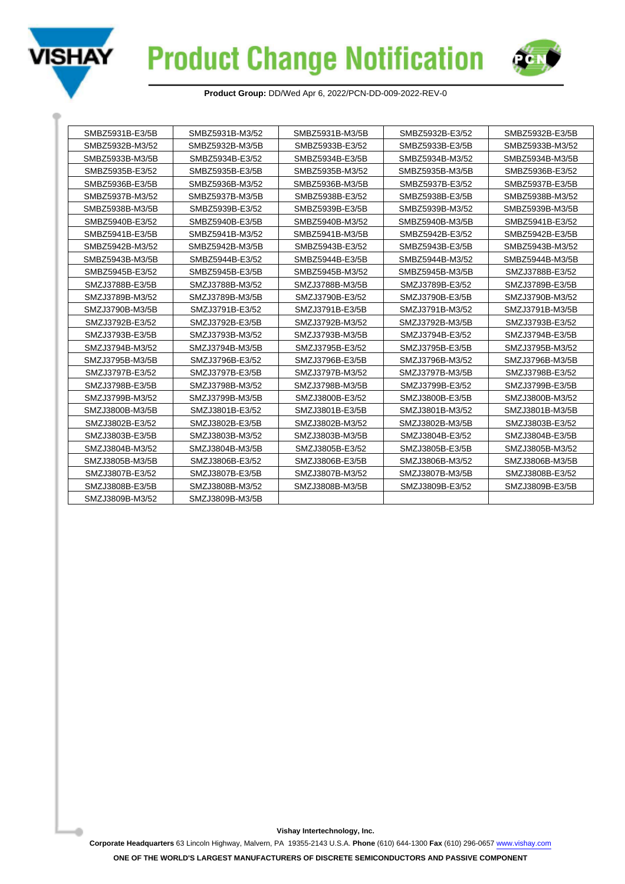# Product Change Notification

**Product Group:** DD/Wed Apr 6, 2022/PCN-DD-009-2022-REV-0

| | | | | |
|---|---|---|---|---|
| SMBZ5931B-E3/5B | SMBZ5931B-M3/52 | SMBZ5931B-M3/5B | SMBZ5932B-E3/52 | SMBZ5932B-E3/5B |
| SMBZ5932B-M3/52 | SMBZ5932B-M3/5B | SMBZ5933B-E3/52 | SMBZ5933B-E3/5B | SMBZ5933B-M3/52 |
| SMBZ5933B-M3/5B | SMBZ5934B-E3/52 | SMBZ5934B-E3/5B | SMBZ5934B-M3/52 | SMBZ5934B-M3/5B |
| SMBZ5935B-E3/52 | SMBZ5935B-E3/5B | SMBZ5935B-M3/52 | SMBZ5935B-M3/5B | SMBZ5936B-E3/52 |
| SMBZ5936B-E3/5B | SMBZ5936B-M3/52 | SMBZ5936B-M3/5B | SMBZ5937B-E3/52 | SMBZ5937B-E3/5B |
| SMBZ5937B-M3/52 | SMBZ5937B-M3/5B | SMBZ5938B-E3/52 | SMBZ5938B-E3/5B | SMBZ5938B-M3/52 |
| SMBZ5938B-M3/5B | SMBZ5939B-E3/52 | SMBZ5939B-E3/5B | SMBZ5939B-M3/52 | SMBZ5939B-M3/5B |
| SMBZ5940B-E3/52 | SMBZ5940B-E3/5B | SMBZ5940B-M3/52 | SMBZ5940B-M3/5B | SMBZ5941B-E3/52 |
| SMBZ5941B-E3/5B | SMBZ5941B-M3/52 | SMBZ5941B-M3/5B | SMBZ5942B-E3/52 | SMBZ5942B-E3/5B |
| SMBZ5942B-M3/52 | SMBZ5942B-M3/5B | SMBZ5943B-E3/52 | SMBZ5943B-E3/5B | SMBZ5943B-M3/52 |
| SMBZ5943B-M3/5B | SMBZ5944B-E3/52 | SMBZ5944B-E3/5B | SMBZ5944B-M3/52 | SMBZ5944B-M3/5B |
| SMBZ5945B-E3/52 | SMBZ5945B-E3/5B | SMBZ5945B-M3/52 | SMBZ5945B-M3/5B | SMZJ3788B-E3/52 |
| SMZJ3788B-E3/5B | SMZJ3788B-M3/52 | SMZJ3788B-M3/5B | SMZJ3789B-E3/52 | SMZJ3789B-E3/5B |
| SMZJ3789B-M3/52 | SMZJ3789B-M3/5B | SMZJ3790B-E3/52 | SMZJ3790B-E3/5B | SMZJ3790B-M3/52 |
| SMZJ3790B-M3/5B | SMZJ3791B-E3/52 | SMZJ3791B-E3/5B | SMZJ3791B-M3/52 | SMZJ3791B-M3/5B |
| SMZJ3792B-E3/52 | SMZJ3792B-E3/5B | SMZJ3792B-M3/52 | SMZJ3792B-M3/5B | SMZJ3793B-E3/52 |
| SMZJ3793B-E3/5B | SMZJ3793B-M3/52 | SMZJ3793B-M3/5B | SMZJ3794B-E3/52 | SMZJ3794B-E3/5B |
| SMZJ3794B-M3/52 | SMZJ3794B-M3/5B | SMZJ3795B-E3/52 | SMZJ3795B-E3/5B | SMZJ3795B-M3/52 |
| SMZJ3795B-M3/5B | SMZJ3796B-E3/52 | SMZJ3796B-E3/5B | SMZJ3796B-M3/52 | SMZJ3796B-M3/5B |
| SMZJ3797B-E3/52 | SMZJ3797B-E3/5B | SMZJ3797B-M3/52 | SMZJ3797B-M3/5B | SMZJ3798B-E3/52 |
| SMZJ3798B-E3/5B | SMZJ3798B-M3/52 | SMZJ3798B-M3/5B | SMZJ3799B-E3/52 | SMZJ3799B-E3/5B |
| SMZJ3799B-M3/52 | SMZJ3799B-M3/5B | SMZJ3800B-E3/52 | SMZJ3800B-E3/5B | SMZJ3800B-M3/52 |
| SMZJ3800B-M3/5B | SMZJ3801B-E3/52 | SMZJ3801B-E3/5B | SMZJ3801B-M3/52 | SMZJ3801B-M3/5B |
| SMZJ3802B-E3/52 | SMZJ3802B-E3/5B | SMZJ3802B-M3/52 | SMZJ3802B-M3/5B | SMZJ3803B-E3/52 |
| SMZJ3803B-E3/5B | SMZJ3803B-M3/52 | SMZJ3803B-M3/5B | SMZJ3804B-E3/52 | SMZJ3804B-E3/5B |
| SMZJ3804B-M3/52 | SMZJ3804B-M3/5B | SMZJ3805B-E3/52 | SMZJ3805B-E3/5B | SMZJ3805B-M3/52 |
| SMZJ3805B-M3/5B | SMZJ3806B-E3/52 | SMZJ3806B-E3/5B | SMZJ3806B-M3/52 | SMZJ3806B-M3/5B |
| SMZJ3807B-E3/52 | SMZJ3807B-E3/5B | SMZJ3807B-M3/52 | SMZJ3807B-M3/5B | SMZJ3808B-E3/52 |
| SMZJ3808B-E3/5B | SMZJ3808B-M3/52 | SMZJ3808B-M3/5B | SMZJ3809B-E3/52 | SMZJ3809B-E3/5B |
| SMZJ3809B-M3/52 | SMZJ3809B-M3/5B | | | |

**Vishay Intertechnology, Inc.**

**Corporate Headquarters** 63 Lincoln Highway, Malvern, PA 19355-2143 U.S.A. **Phone** (610) 644-1300 **Fax** (610) 296-0657 www.vishay.com

**ONE OF THE WORLD'S LARGEST MANUFACTURERS OF DISCRETE SEMICONDUCTORS AND PASSIVE COMPONENT**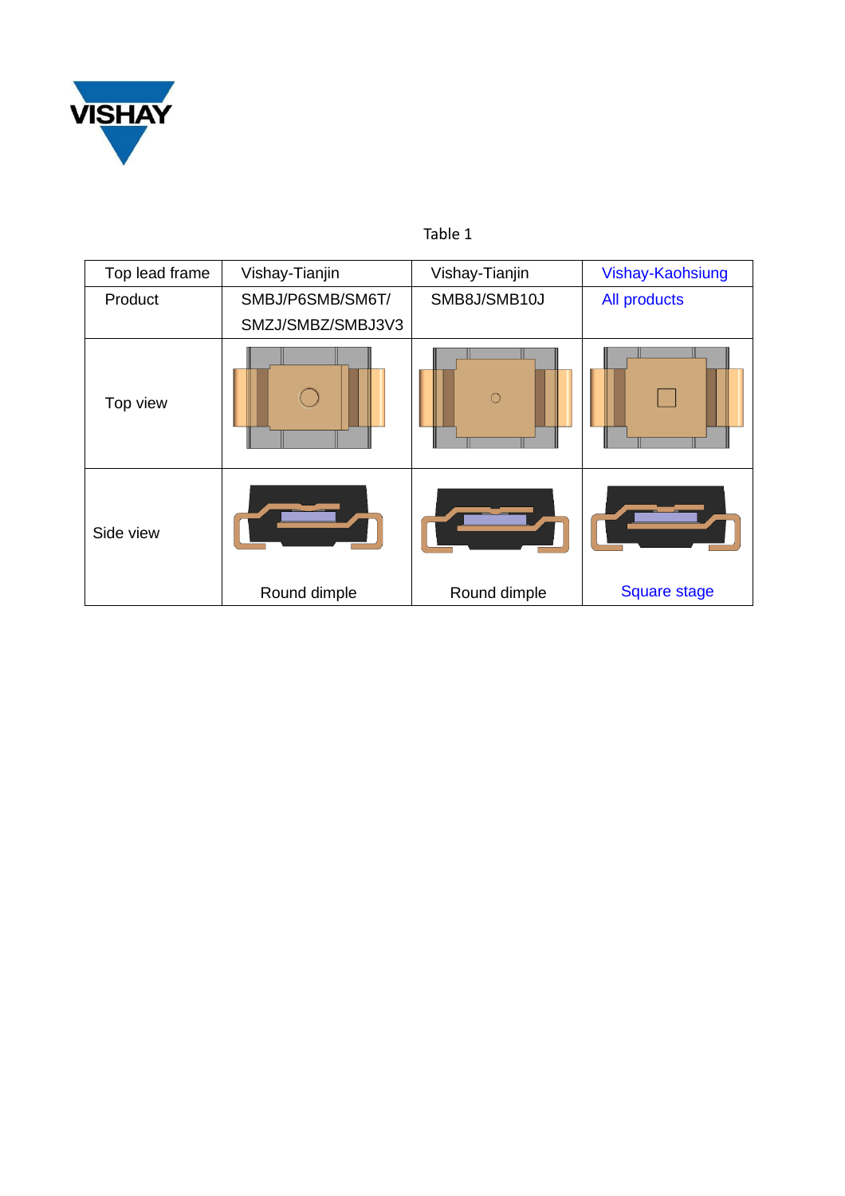Table 1

| Top lead frame | Vishay-Tianjin | Vishay-Tianjin | Vishay-Kaohsiung |
|---|---|---|---|
| Product | SMBJ/P6SMB/SM6T/ SMZJ/SMBZ/SMBJ3V3 | SMB8J/SMB10J | All products |
| Top view | | | |
| Side view | Round dimple | Round dimple | Square stage |